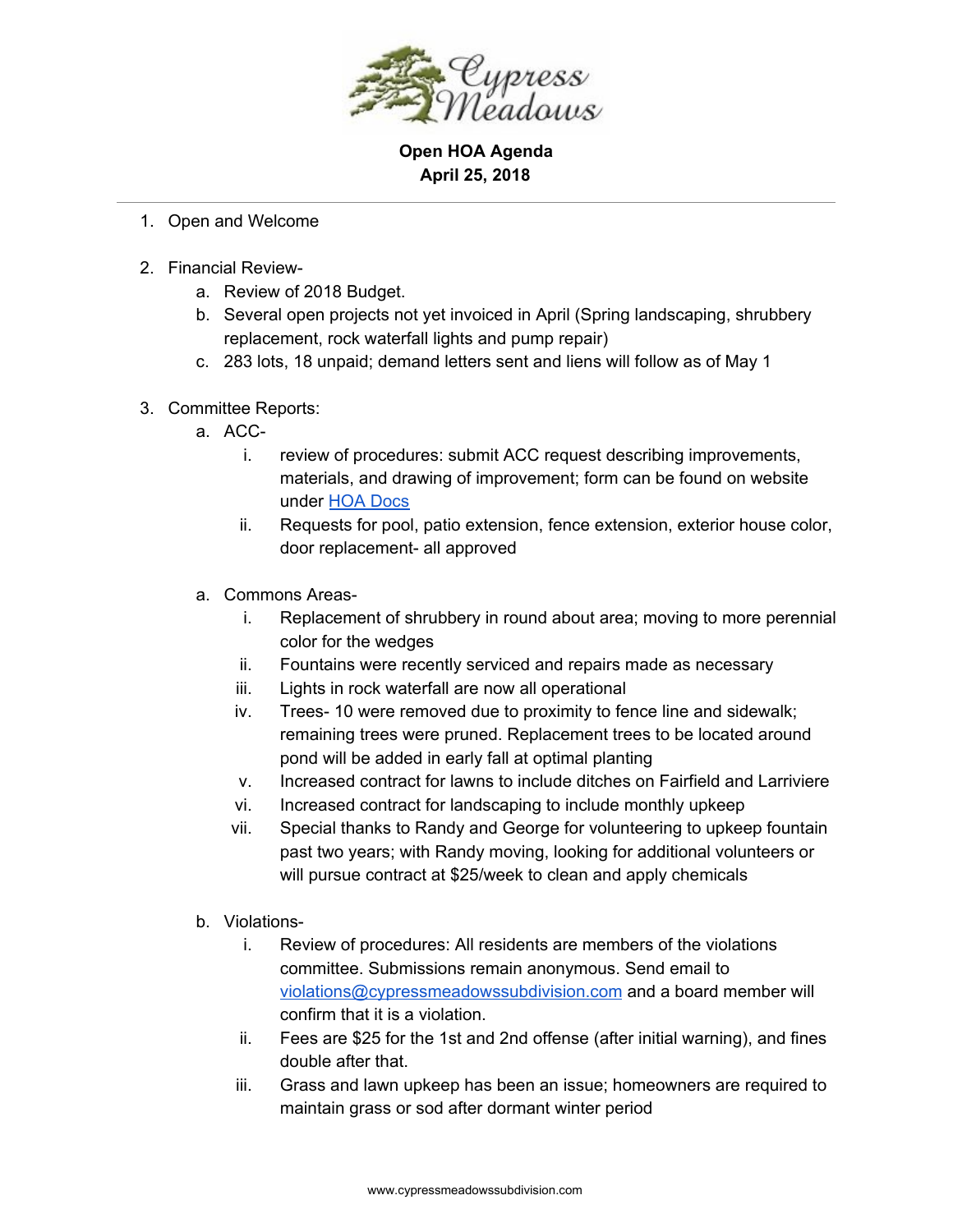# Open HOA Agenda
## April 25, 2018

---

1. Open and Welcome

2. Financial Review-
   a. Review of 2018 Budget.
   b. Several open projects not yet invoiced in April (Spring landscaping, shrubbery replacement, rock waterfall lights and pump repair)
   c. 283 lots, 18 unpaid; demand letters sent and liens will follow as of May 1

3. Committee Reports:
   a. ACC-
      i. review of procedures: submit ACC request describing improvements, materials, and drawing of improvement; form can be found on website under [HOA Docs]()
      ii. Requests for pool, patio extension, fence extension, exterior house color, door replacement- all approved

   a. Commons Areas-
      i. Replacement of shrubbery in round about area; moving to more perennial color for the wedges
      ii. Fountains were recently serviced and repairs made as necessary
      iii. Lights in rock waterfall are now all operational
      iv. Trees- 10 were removed due to proximity to fence line and sidewalk; remaining trees were pruned. Replacement trees to be located around pond will be added in early fall at optimal planting
      v. Increased contract for lawns to include ditches on Fairfield and Larriviere
      vi. Increased contract for landscaping to include monthly upkeep
      vii. Special thanks to Randy and George for volunteering to upkeep fountain past two years; with Randy moving, looking for additional volunteers or will pursue contract at $25/week to clean and apply chemicals

   b. Violations-
      i. Review of procedures: All residents are members of the violations committee. Submissions remain anonymous. Send email to violations@cypressmeadowssubdivision.com and a board member will confirm that it is a violation.
      ii. Fees are $25 for the 1st and 2nd offense (after initial warning), and fines double after that.
      iii. Grass and lawn upkeep has been an issue; homeowners are required to maintain grass or sod after dormant winter period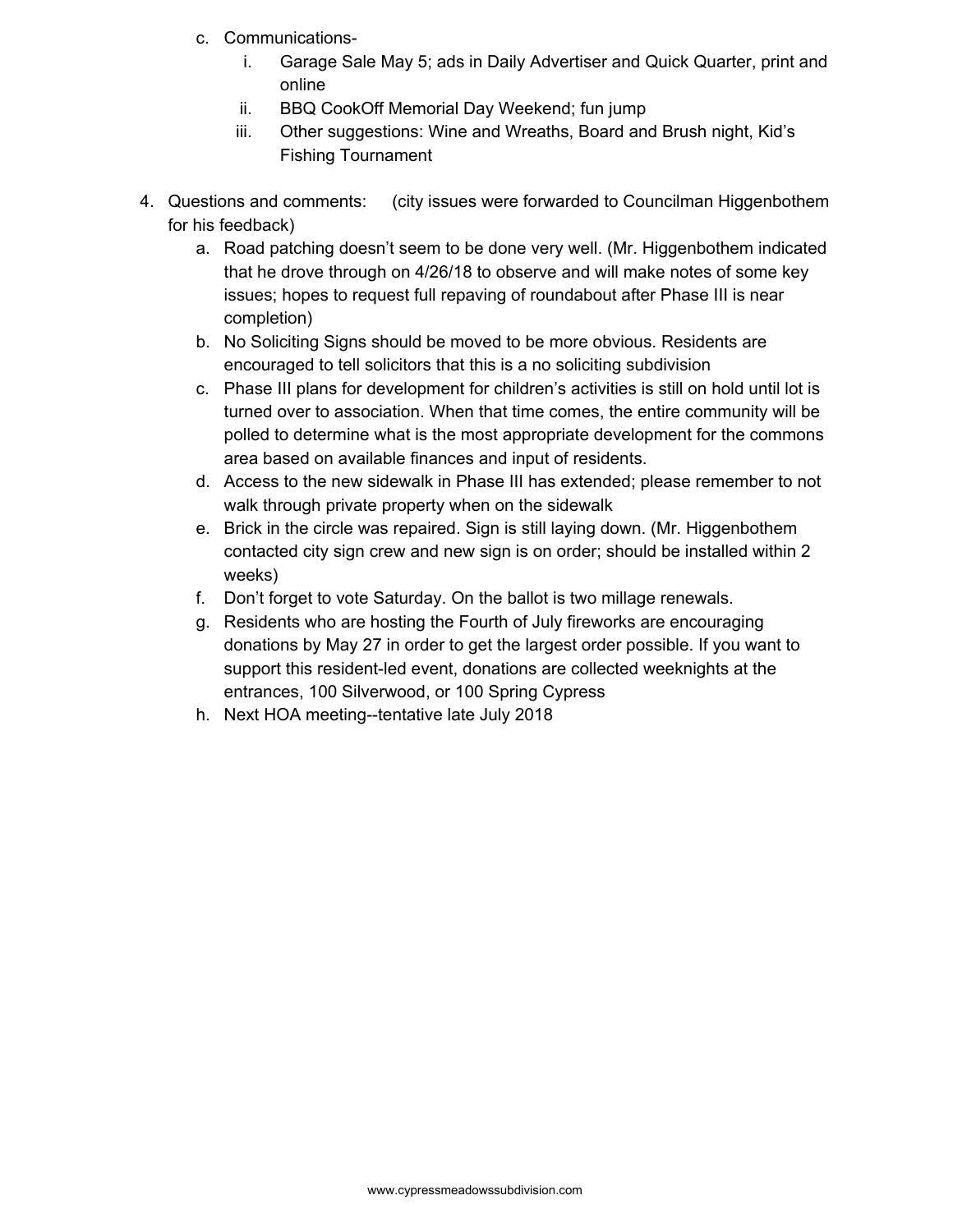c. Communications-
   i. Garage Sale May 5; ads in Daily Advertiser and Quick Quarter, print and online
   ii. BBQ CookOff Memorial Day Weekend; fun jump
   iii. Other suggestions: Wine and Wreaths, Board and Brush night, Kid's Fishing Tournament

4. Questions and comments: (city issues were forwarded to Councilman Higgenbothem for his feedback)
   a. Road patching doesn't seem to be done very well. (Mr. Higgenbothem indicated that he drove through on 4/26/18 to observe and will make notes of some key issues; hopes to request full repaving of roundabout after Phase III is near completion)
   b. No Soliciting Signs should be moved to be more obvious. Residents are encouraged to tell solicitors that this is a no soliciting subdivision
   c. Phase III plans for development for children's activities is still on hold until lot is turned over to association. When that time comes, the entire community will be polled to determine what is the most appropriate development for the commons area based on available finances and input of residents.
   d. Access to the new sidewalk in Phase III has extended; please remember to not walk through private property when on the sidewalk
   e. Brick in the circle was repaired. Sign is still laying down. (Mr. Higgenbothem contacted city sign crew and new sign is on order; should be installed within 2 weeks)
   f. Don't forget to vote Saturday. On the ballot is two millage renewals.
   g. Residents who are hosting the Fourth of July fireworks are encouraging donations by May 27 in order to get the largest order possible. If you want to support this resident-led event, donations are collected weeknights at the entrances, 100 Silverwood, or 100 Spring Cypress
   h. Next HOA meeting--tentative late July 2018